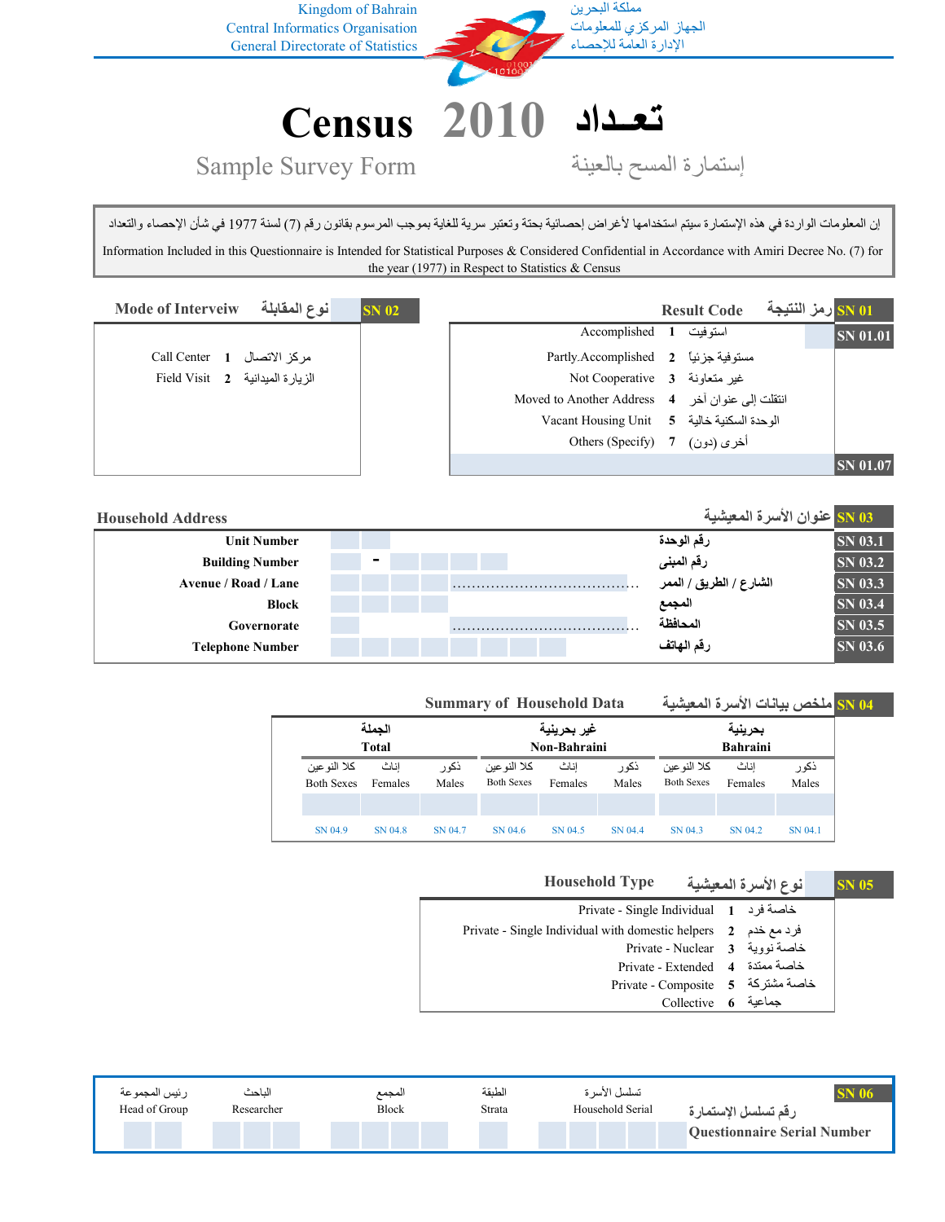Kingdom of Bahrain
Central Informatics Organisation
General Directorate of Statistics

مملكة البحرين
الجهاز المركزي للمعلومات
الإدارة العامة للإحصاء

# Census 2010 تعداد

## Sample Survey Form إستمارة المسح بالعينة

إن المعلومات الواردة في هذه الإستمارة سيتم استخدامها لأغراض إحصائية بحتة وتعتبر سرية للغاية بموجب المرسوم بقانون رقم (7) لسنة 1977 في شأن الإحصاء والتعداد

Information Included in this Questionnaire is Intended for Statistical Purposes & Considered Confidential in Accordance with Amiri Decree No. (7) for the year (1977) in Respect to Statistics & Census

### SN 01 Result Code رمز النتيجة

| Code | English | Arabic | |
|---|---|---|---|
| 1 | Accomplished | استوفيت | SN 01.01 |
| 2 | Partly.Accomplished | مستوفية جزئياً | |
| 3 | Not Cooperative | غير متعاونة | |
| 4 | Moved to Another Address | انتقلت إلى عنوان آخر | |
| 5 | Vacant Housing Unit | الوحدة السكنية خالية | |
| 7 | Others (Specify) | أخرى (دون) | SN 01.07 |

### SN 02 Mode of Interveiw نوع المقابلة

| Code | English | Arabic |
|---|---|---|
| 1 | Call Center | مركز الاتصال |
| 2 | Field Visit | الزيارة الميدانية |

### SN 03 Household Address عنوان الأسرة المعيشية

| English | Arabic | Code |
|---|---|---|
| Unit Number | رقم الوحدة | SN 03.1 |
| Building Number | رقم المبنى | SN 03.2 |
| Avenue / Road / Lane ...................................... | الشارع / الطريق / الممر | SN 03.3 |
| Block | المجمع | SN 03.4 |
| Governorate ...................................... | المحافظة | SN 03.5 |
| Telephone Number | رقم الهاتف | SN 03.6 |

### SN 04 Summary of Household Data ملخص بيانات الأسرة المعيشية

| الجملة Total | | | غير بحرينية Non-Bahraini | | | بحرينية Bahraini | | |
|---|---|---|---|---|---|---|---|---|
| كلا النوعين Both Sexes | إناث Females | ذكور Males | كلا النوعين Both Sexes | إناث Females | ذكور Males | كلا النوعين Both Sexes | إناث Females | ذكور Males |
| | | | | | | | | |
| SN 04.9 | SN 04.8 | SN 04.7 | SN 04.6 | SN 04.5 | SN 04.4 | SN 04.3 | SN 04.2 | SN 04.1 |

### SN 05 Household Type نوع الأسرة المعيشية

| Code | English | Arabic |
|---|---|---|
| 1 | Private - Single Individual | خاصة فرد |
| 2 | Private - Single Individual with domestic helpers | فرد مع خدم |
| 3 | Private - Nuclear | خاصة نووية |
| 4 | Private - Extended | خاصة ممتدة |
| 5 | Private - Composite | خاصة مشتركة |
| 6 | Collective | جماعية |

### SN 06 Questionnaire Serial Number رقم تسلسل الإستمارة

| رئيس المجموعة Head of Group | الباحث Researcher | المجمع Block | الطبقة Strata | تسلسل الأسرة Household Serial |
|---|---|---|---|---|
| | | | | |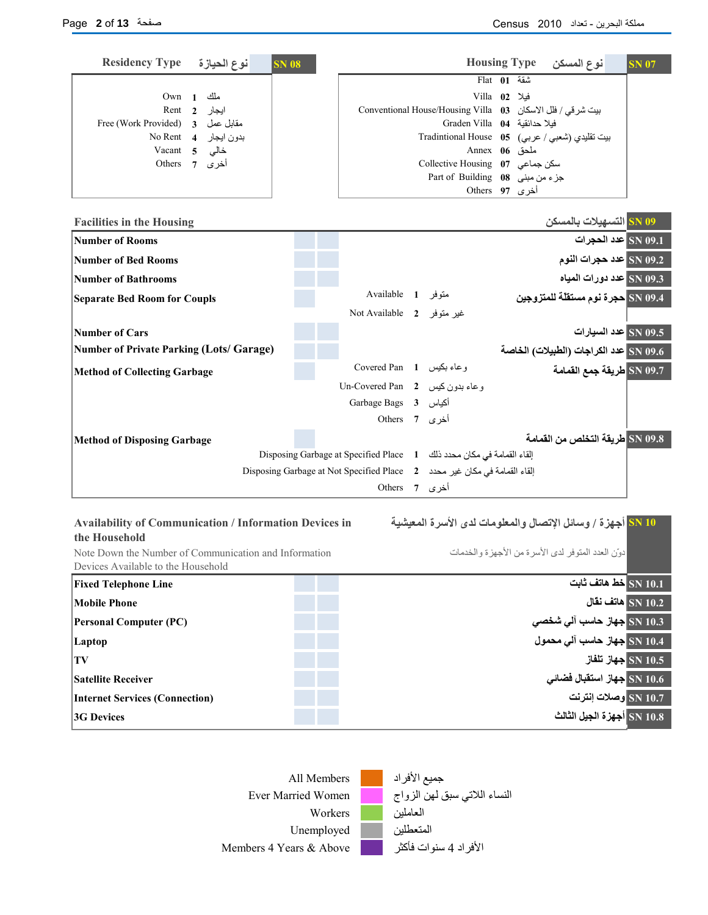## SN 07 — Housing Type نوع المسكن

| Housing Type | Code | نوع المسكن |
|---|---|---|
| Flat | 01 | شقة |
| Villa | 02 | فيلا |
| Conventional House/Housing Villa | 03 | بيت شرقي / فلل الاسكان |
| Graden Villa | 04 | فيلا حدائقية |
| Tradintional House | 05 | بيت تقليدي (شعبي / عربي) |
| Annex | 06 | ملحق |
| Collective Housing | 07 | سكن جماعي |
| Part of Building | 08 | جزء من مبنى |
| Others | 97 | أخرى |

## SN 08 — Residency Type نوع الحيازة

| Residency Type | Code | نوع الحيازة |
|---|---|---|
| Own | 1 | ملك |
| Rent | 2 | ايجار |
| Free (Work Provided) | 3 | مقابل عمل |
| No Rent | 4 | بدون ايجار |
| Vacant | 5 | خالي |
| Others | 7 | أخرى |

## SN 09 — Facilities in the Housing التسهيلات بالمسكن

| Code | Item | البند |
|---|---|---|
| SN 09.1 | Number of Rooms | عدد الحجرات |
| SN 09.2 | Number of Bed Rooms | عدد حجرات النوم |
| SN 09.3 | Number of Bathrooms | عدد دورات المياه |
| SN 09.4 | Separate Bed Room for Coupls | حجرة نوم مستقلة للمتزوجين |
| SN 09.5 | Number of Cars | عدد السيارات |
| SN 09.6 | Number of Private Parking (Lots/ Garage) | عدد الكراجات (الطبيلات) الخاصة |
| SN 09.7 | Method of Collecting Garbage | طريقة جمع القمامة |
| SN 09.8 | Method of Disposing Garbage | طريقة التخلص من القمامة |

**SN 09.4 — Separate Bed Room for Coupls / حجرة نوم مستقلة للمتزوجين**

| Option | Code | الخيار |
|---|---|---|
| Available | 1 | متوفر |
| Not Available | 2 | غير متوفر |

**SN 09.7 — Method of Collecting Garbage / طريقة جمع القمامة**

| Option | Code | الخيار |
|---|---|---|
| Covered Pan | 1 | وعاء بكيس |
| Un-Covered Pan | 2 | وعاء بدون كيس |
| Garbage Bags | 3 | أكياس |
| Others | 7 | أخرى |

**SN 09.8 — Method of Disposing Garbage / طريقة التخلص من القمامة**

| Option | Code | الخيار |
|---|---|---|
| Disposing Garbage at Specified Place | 1 | إلقاء القمامة في مكان محدد ذلك |
| Disposing Garbage at Not Specified Place | 2 | إلقاء القمامة في مكان غير محدد |
| Others | 7 | أخرى |

## SN 10 — Availability of Communication / Information Devices in the Household أجهزة / وسائل الإتصال والمعلومات لدى الأسرة المعيشية

Note Down the Number of Communication and Information Devices Available to the Household

دوّن العدد المتوفر لدى الأسرة من الأجهزة والخدمات

| Code | Item | البند |
|---|---|---|
| SN 10.1 | Fixed Telephone Line | خط هاتف ثابت |
| SN 10.2 | Mobile Phone | هاتف نقال |
| SN 10.3 | Personal Computer (PC) | جهاز حاسب آلي شخصي |
| SN 10.4 | Laptop | جهاز حاسب آلي محمول |
| SN 10.5 | TV | جهاز تلفاز |
| SN 10.6 | Satellite Receiver | جهاز استقبال فضائي |
| SN 10.7 | Internet Services (Connection) | وصلات إنترنت |
| SN 10.8 | 3G Devices | أجهزة الجيل الثالث |

## Legend

| English | Colour | العربية |
|---|---|---|
| All Members | Orange | جميع الأفراد |
| Ever Married Women | Pink | النساء اللاتي سبق لهن الزواج |
| Workers | Green | العاملين |
| Unemployed | Grey | المتعطلين |
| Members 4 Years & Above | Purple | الأفراد 4 سنوات فأكثر |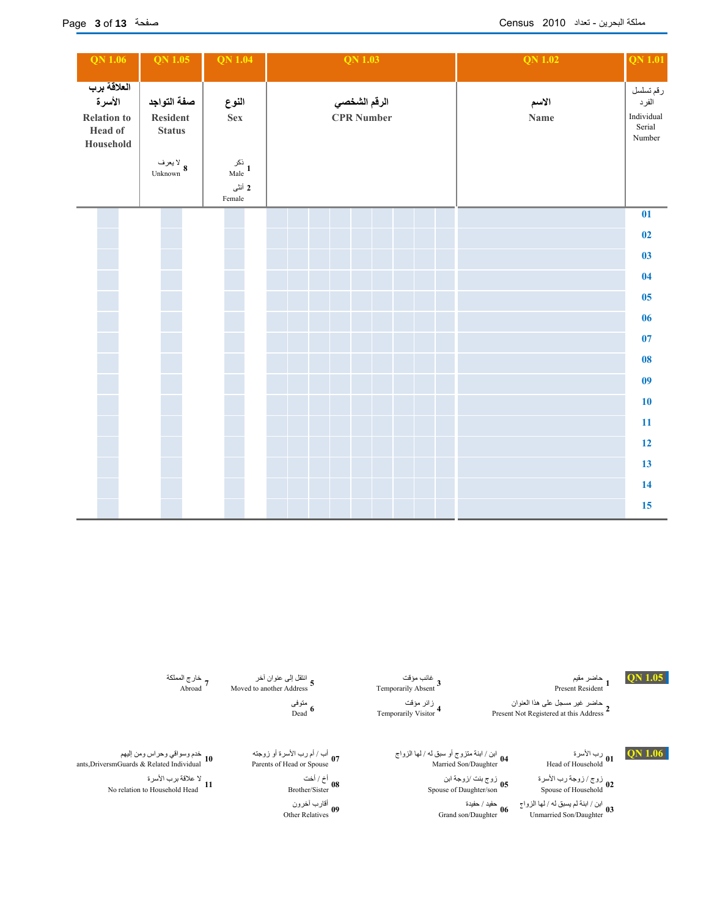| QN 1.06 | QN 1.05 | QN 1.04 | QN 1.03 | QN 1.02 | QN 1.01 |
|---|---|---|---|---|---|
| العلاقة برب الأسرة<br>Relation to Head of Household | صفة التواجد<br>Resident Status<br><br>8 لا يعرف Unknown | النوع<br>Sex<br><br>1 ذكر Male<br>2 أنثى Female | الرقم الشخصي<br>CPR Number | الاسم<br>Name | رقم تسلسل الفرد<br>Individual Serial Number |
| | | | | | 01 |
| | | | | | 02 |
| | | | | | 03 |
| | | | | | 04 |
| | | | | | 05 |
| | | | | | 06 |
| | | | | | 07 |
| | | | | | 08 |
| | | | | | 09 |
| | | | | | 10 |
| | | | | | 11 |
| | | | | | 12 |
| | | | | | 13 |
| | | | | | 14 |
| | | | | | 15 |

**QN 1.05**

- 1 حاضر مقيم Present Resident
- 2 حاضر غير مسجل على هذا العنوان Present Not Registered at this Address
- 3 غائب مؤقت Temporarily Absent
- 4 زائر مؤقت Temporarily Visitor
- 5 انتقل إلى عنوان آخر Moved to another Address
- 6 متوفى Dead
- 7 خارج المملكة Abroad

**QN 1.06**

- 01 رب الأسرة Head of Household
- 02 زوج / زوجة رب الأسرة Spouse of Household
- 03 ابن / ابنة لم يسبق له / لها الزواج Unmarried Son/Daughter
- 04 ابن / ابنة متزوج أو سبق له / لها الزواج Married Son/Daughter
- 05 زوج بنت /زوجة ابن Spouse of Daughter/son
- 06 حفيد / حفيدة Grand son/Daughter
- 07 أب / أم رب الأسرة أو زوجته Parents of Head or Spouse
- 08 أخ / أخت Brother/Sister
- 09 أقارب آخرون Other Relatives
- 10 خدم وسواقي وحراس ومن إليهم ants,DriversmGuards & Related Individual
- 11 لا علاقة برب الأسرة No relation to Household Head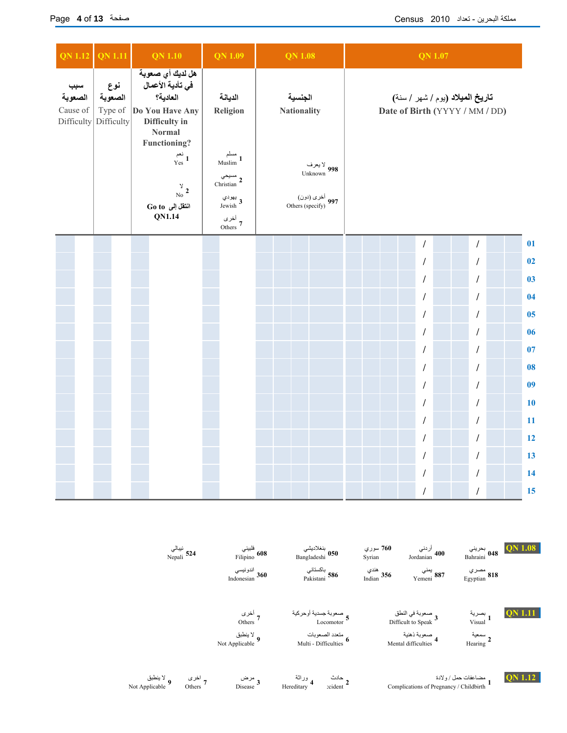| QN 1.12 | QN 1.11 | QN 1.10 | QN 1.09 | QN 1.08 | QN 1.07 | |
|---|---|---|---|---|---|---|
| سبب الصعوبة Cause of Difficulty | نوع الصعوبة Type of Difficulty | هل لديك أي صعوبة في تأدية الأعمال العادية؟ **Do You Have Any Difficulty in Normal Functioning?** 1 نعم Yes; 2 لا No; **Go to** انتقل إلى **QN1.14** | الديانة **Religion** 1 مسلم Muslim; 2 مسيحي Christian; 3 يهودي Jewish; 7 أخرى Others | الجنسية **Nationality** 998 لا يعرف Unknown; 997 أخرى (دون) Others (specify) | تاريخ الميلاد (يوم / شهر / سنة) **Date of Birth** (YYYY / MM / DD) | |
| | | | | | / / | 01 |
| | | | | | / / | 02 |
| | | | | | / / | 03 |
| | | | | | / / | 04 |
| | | | | | / / | 05 |
| | | | | | / / | 06 |
| | | | | | / / | 07 |
| | | | | | / / | 08 |
| | | | | | / / | 09 |
| | | | | | / / | 10 |
| | | | | | / / | 11 |
| | | | | | / / | 12 |
| | | | | | / / | 13 |
| | | | | | / / | 14 |
| | | | | | / / | 15 |

**QN 1.08**

- 048 بحريني Bahraini
- 400 أردني Jordanian
- 760 سوري Syrian
- 050 بنغلاديشي Bangladeshi
- 608 فلبيني Filipino
- 524 نيبالي Nepali
- 818 مصري Egyptian
- 887 يمني Yemeni
- 356 هندي Indian
- 586 باكستاني Pakistani
- 360 اندونيسي Indonesian

**QN 1.11**

- 1 بصرية Visual
- 3 صعوبة في النطق Difficult to Speak
- 5 صعوبة جسدية أوحركية Locomotor
- 7 أخرى Others
- 2 سمعية Hearing
- 4 صعوبة ذهنية Mental difficulties
- 6 متعدد الصعوبات Multi - Difficulties
- 9 لا ينطبق Not Applicable

**QN 1.12**

- 1 مضاعفات حمل / ولادة Complications of Pregnancy / Childbirth
- 2 حادث Accident
- 4 وراثة Hereditary
- 3 مرض Disease
- 7 اخرى Others
- 9 لا ينطبق Not Applicable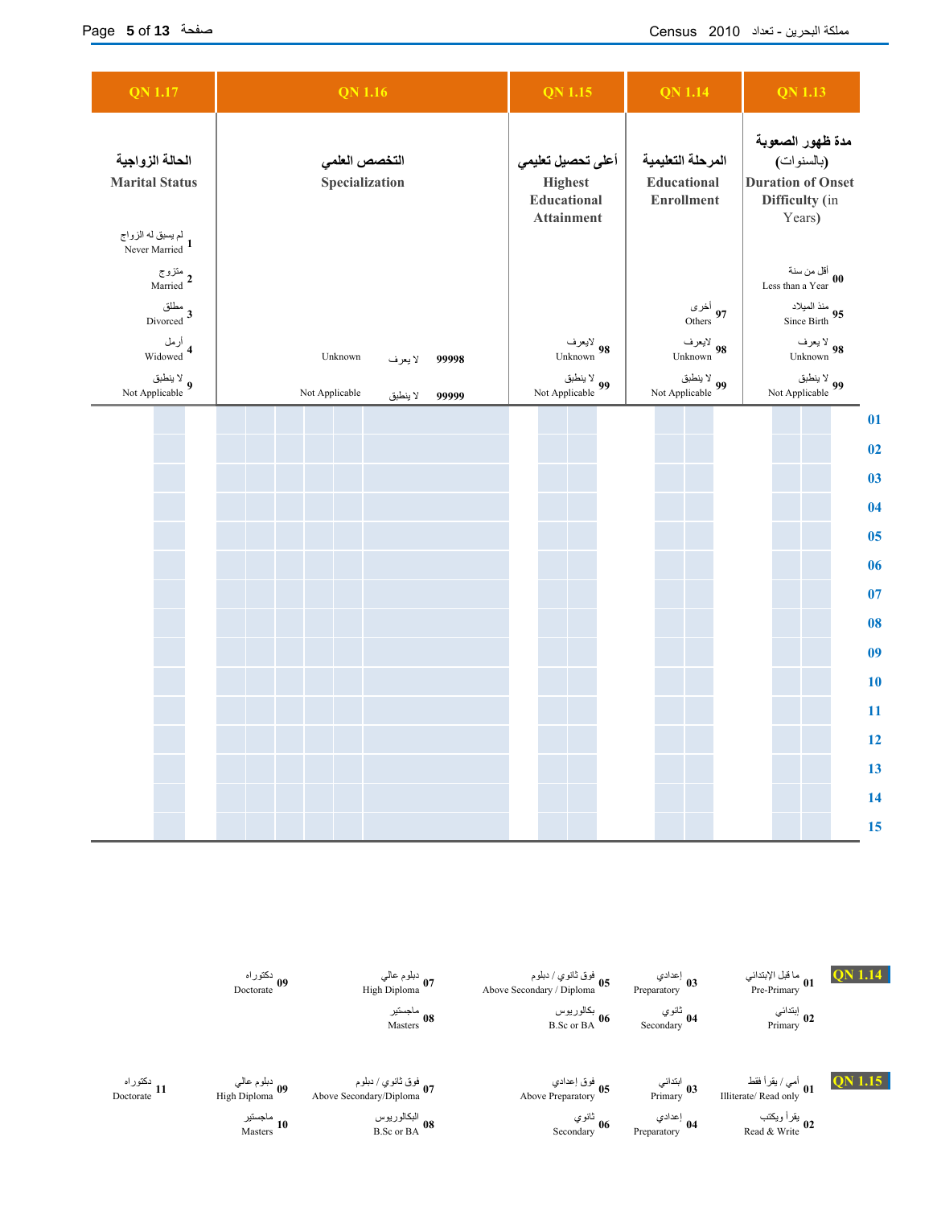| QN 1.17 | QN 1.16 | QN 1.15 | QN 1.14 | QN 1.13 | |
|---|---|---|---|---|---|
| الحالة الزواجية Marital Status | التخصص العلمي Specialization | أعلى تحصيل تعليمي Highest Educational Attainment | المرحلة التعليمية Educational Enrollment | مدة ظهور الصعوبة (بالسنوات) Duration of Onset Difficulty (in Years) | |
| 1 لم يسبق له الزواج Never Married | | | | | |
| 2 متزوج Married | | | | 00 أقل من سنة Less than a Year | |
| 3 مطلق Divorced | | | 97 أخرى Others | 95 منذ الميلاد Since Birth | |
| 4 أرمل Widowed | 99998 لا يعرف Unknown | 98 لايعرف Unknown | 98 لايعرف Unknown | 98 لا يعرف Unknown | |
| 9 لا ينطبق Not Applicable | 99999 لا ينطبق Not Applicable | 99 لا ينطبق Not Applicable | 99 لا ينطبق Not Applicable | 99 لا ينطبق Not Applicable | |
| | | | | | 01 |
| | | | | | 02 |
| | | | | | 03 |
| | | | | | 04 |
| | | | | | 05 |
| | | | | | 06 |
| | | | | | 07 |
| | | | | | 08 |
| | | | | | 09 |
| | | | | | 10 |
| | | | | | 11 |
| | | | | | 12 |
| | | | | | 13 |
| | | | | | 14 |
| | | | | | 15 |

**QN 1.14**

- 01 ما قبل الإبتدائي Pre-Primary
- 02 إبتدائي Primary
- 03 إعدادي Preparatory
- 04 ثانوي Secondary
- 05 فوق ثانوي / دبلوم Above Secondary / Diploma
- 06 بكالوريوس B.Sc or BA
- 07 دبلوم عالي High Diploma
- 08 ماجستير Masters
- 09 دكتوراه Doctorate

**QN 1.15**

- 01 أمي / يقرأ فقط Illiterate/ Read only
- 02 يقرأ ويكتب Read & Write
- 03 ابتدائي Primary
- 04 إعدادي Preparatory
- 05 فوق إعدادي Above Preparatory
- 06 ثانوي Secondary
- 07 فوق ثانوي / دبلوم Above Secondary/Diploma
- 08 البكالوريوس B.Sc or BA
- 09 دبلوم عالي High Diploma
- 10 ماجستير Masters
- 11 دكتوراه Doctorate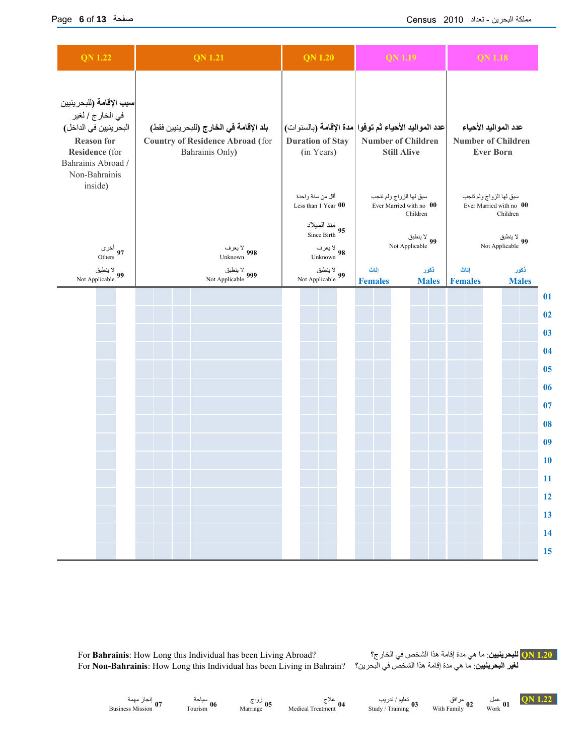| QN 1.22 | QN 1.21 | QN 1.20 | QN 1.19 | | QN 1.18 | | |
|---|---|---|---|---|---|---|---|
| سبب الإقامة (للبحرينيين في الخارج / لغير البحرينيين في الداخل) Reason for Residence (for Bahrainis Abroad / Non-Bahrainis inside) | بلد الإقامة في الخارج (للبحرينيين فقط) Country of Residence Abroad (for Bahrainis Only) | مدة الإقامة (بالسنوات) Duration of Stay (in Years) | عدد المواليد الأحياء ثم توفوا Number of Children Still Alive | | عدد المواليد الأحياء Number of Children Ever Born | | |
| | | أقل من سنة واحدة Less than 1 Year 00 | سبق لها الزواج ولم تنجب Ever Married with no Children 00 | | سبق لها الزواج ولم تنجب Ever Married with no Children 00 | | |
| | | منذ الميلاد Since Birth 95 | لا ينطبق Not Applicable 99 | | لا ينطبق Not Applicable 99 | | |
| أخرى Others 97 | لا يعرف Unknown 998 | لا يعرف Unknown 98 | | | | | |
| لا ينطبق Not Applicable 99 | لا ينطبق Not Applicable 999 | لا ينطبق Not Applicable 99 | إناث Females | ذكور Males | إناث Females | ذكور Males | |
| | | | | | | | 01 |
| | | | | | | | 02 |
| | | | | | | | 03 |
| | | | | | | | 04 |
| | | | | | | | 05 |
| | | | | | | | 06 |
| | | | | | | | 07 |
| | | | | | | | 08 |
| | | | | | | | 09 |
| | | | | | | | 10 |
| | | | | | | | 11 |
| | | | | | | | 12 |
| | | | | | | | 13 |
| | | | | | | | 14 |
| | | | | | | | 15 |

**QN 1.20** **للبحرينيين**: ما هي مدة إقامة هذا الشخص في الخارج؟
**لغير البحرينيين**: ما هي مدة إقامة هذا الشخص في البحرين؟

For **Bahrainis**: How Long this Individual has been Living Abroad?
For **Non-Bahrainis**: How Long this Individual has been Living in Bahrain?

**QN 1.22**

| 01 | 02 | 03 | 04 | 05 | 06 | 07 |
|---|---|---|---|---|---|---|
| عمل Work | مرافق With Family | تعليم / تدريب Study / Training | علاج Medical Treatment | زواج Marriage | سياحة Tourism | إنجاز مهمة Business Mission |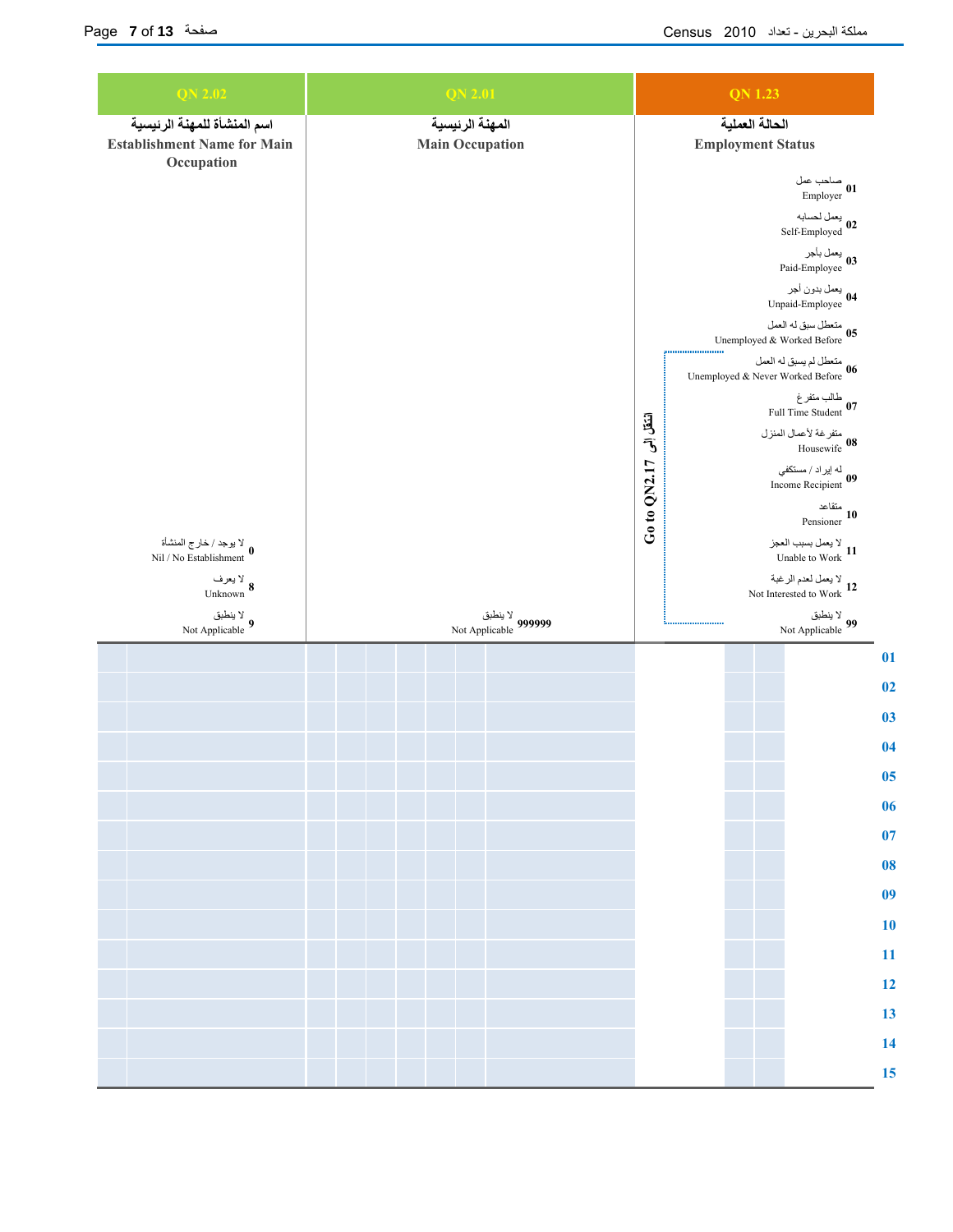| QN 2.02 | QN 2.01 | QN 1.23 | |
|---|---|---|---|
| اسم المنشأة للمهنة الرئيسية<br>**Establishment Name for Main Occupation** | المهنة الرئيسية<br>**Main Occupation** | الحالة العملية<br>**Employment Status** | |
| 0 لا يوجد / خارج المنشأة Nil / No Establishment<br>8 لا يعرف Unknown<br>9 لا ينطبق Not Applicable | 999999 لا ينطبق Not Applicable | 01 صاحب عمل Employer<br>02 يعمل لحسابه Self-Employed<br>03 يعمل بأجر Paid-Employee<br>04 يعمل بدون أجر Unpaid-Employee<br>05 متعطل سبق له العمل Unemployed & Worked Before<br>06 متعطل لم يسبق له العمل Unemployed & Never Worked Before<br>07 طالب متفرغ Full Time Student<br>08 متفرغة لأعمال المنزل Housewife<br>09 له إيراد / مستكفي Income Recipient<br>10 متقاعد Pensioner<br>11 لا يعمل بسبب العجز Unable to Work<br>12 لا يعمل لعدم الرغبة Not Interested to Work<br>99 لا ينطبق Not Applicable<br>(06–99) انتقل الى Go to QN2.17 | |
| | | | 01 |
| | | | 02 |
| | | | 03 |
| | | | 04 |
| | | | 05 |
| | | | 06 |
| | | | 07 |
| | | | 08 |
| | | | 09 |
| | | | 10 |
| | | | 11 |
| | | | 12 |
| | | | 13 |
| | | | 14 |
| | | | 15 |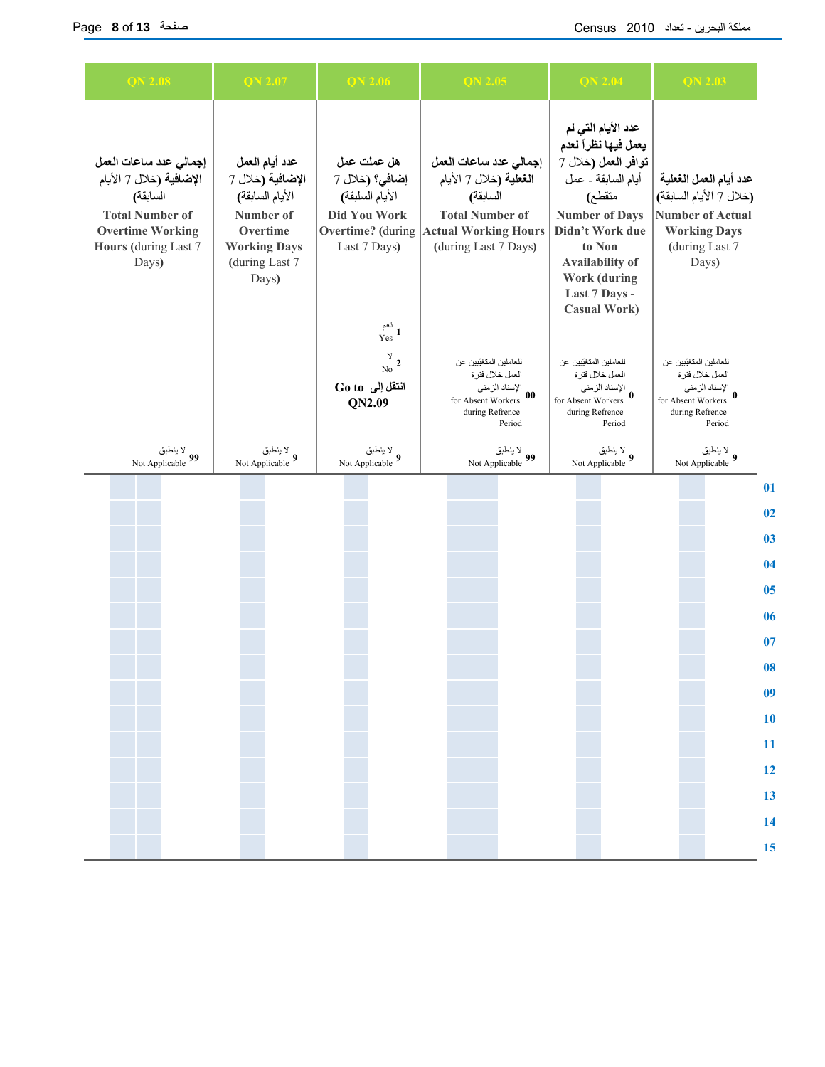| QN 2.08 | QN 2.07 | QN 2.06 | QN 2.05 | QN 2.04 | QN 2.03 | |
|---|---|---|---|---|---|---|
| **إجمالي عدد ساعات العمل الإضافية** (خلال 7 الأيام السابقة) **Total Number of Overtime Working Hours** (during Last 7 Days) | **عدد أيام العمل الإضافية** (خلال 7 الأيام السابقة) **Number of Overtime Working Days** (during Last 7 Days) | **هل عملت عمل إضافي؟** (خلال 7 الأيام السلبقة) **Did You Work Overtime?** (during Last 7 Days) | **إجمالي عدد ساعات العمل الفعلية** (خلال 7 الأيام السابقة) **Total Number of Actual Working Hours** (during Last 7 Days) | **عدد الأيام التي لم يعمل فيها نظراً لعدم توافر العمل** (خلال 7 أيام السابقة - عمل متقطع) **Number of Days Didn't Work due to Non Availability of Work (during Last 7 Days - Casual Work)** | **عدد أيام العمل الفعلية** (خلال 7 الأيام السابقة) **Number of Actual Working Days** (during Last 7 Days) | |
| | | 1 نعم Yes<br>2 لا No<br>**انتقل إلى Go to QN2.09** | 00 للعاملين المتغيّبين عن العمل خلال فترة الإسناد الزمني for Absent Workers during Refrence Period | 0 للعاملين المتغيّبين عن العمل خلال فترة الإسناد الزمني for Absent Workers during Refrence Period | 0 للعاملين المتغيّبين عن العمل خلال فترة الإسناد الزمني for Absent Workers during Refrence Period | |
| 99 لا ينطبق Not Applicable | 9 لا ينطبق Not Applicable | 9 لا ينطبق Not Applicable | 99 لا ينطبق Not Applicable | 9 لا ينطبق Not Applicable | 9 لا ينطبق Not Applicable | |
| | | | | | | 01 |
| | | | | | | 02 |
| | | | | | | 03 |
| | | | | | | 04 |
| | | | | | | 05 |
| | | | | | | 06 |
| | | | | | | 07 |
| | | | | | | 08 |
| | | | | | | 09 |
| | | | | | | 10 |
| | | | | | | 11 |
| | | | | | | 12 |
| | | | | | | 13 |
| | | | | | | 14 |
| | | | | | | 15 |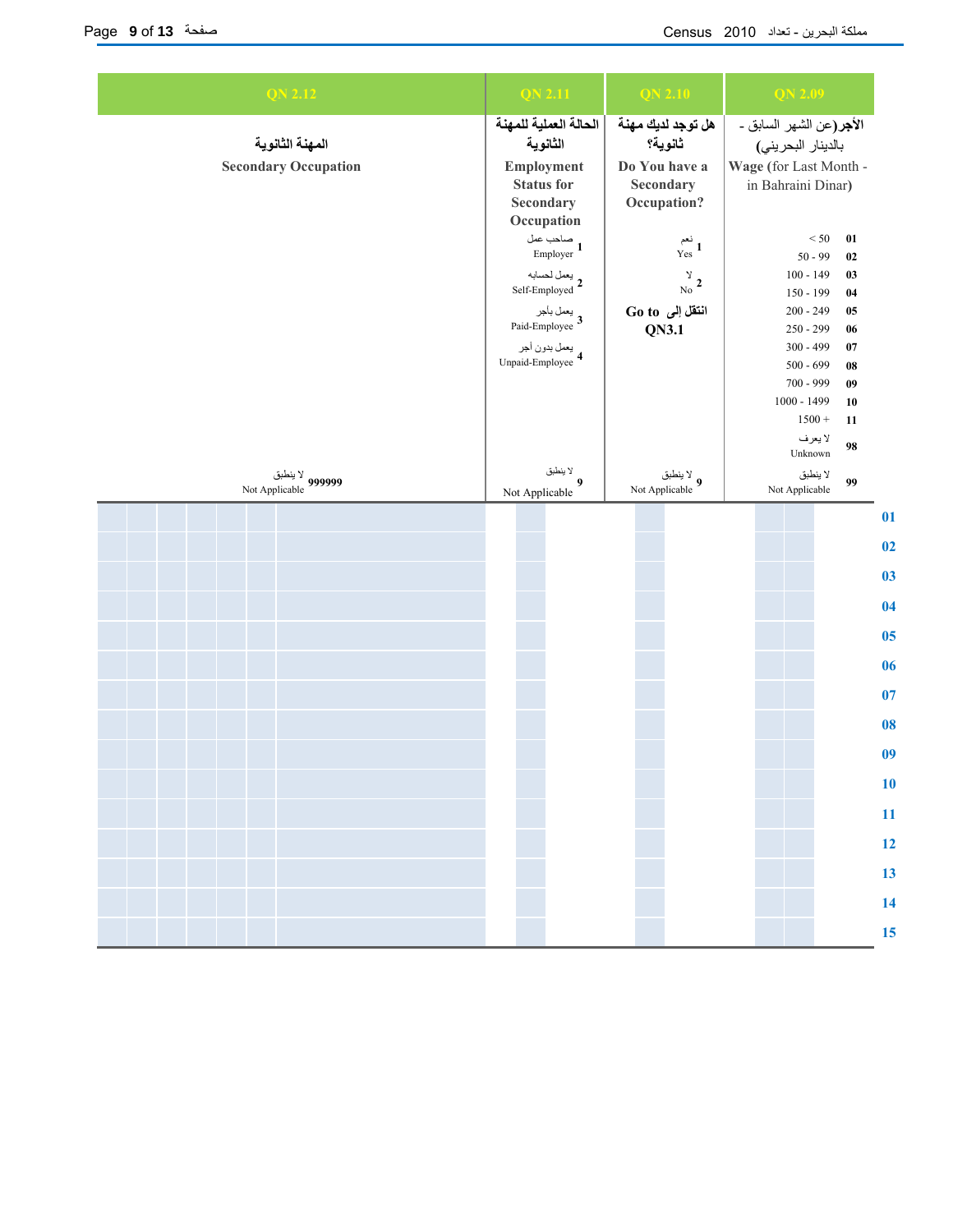| QN 2.12 | QN 2.11 | QN 2.10 | QN 2.09 | |
|---|---|---|---|---|
| المهنة الثانوية<br>Secondary Occupation | الحالة العملية للمهنة الثانوية<br>Employment Status for Secondary Occupation | هل توجد لديك مهنة ثانوية؟<br>Do You have a Secondary Occupation? | الأجر(عن الشهر السابق - بالدينار البحريني)<br>Wage (for Last Month - in Bahraini Dinar) | |
| | 1 صاحب عمل Employer<br>2 يعمل لحسابه Self-Employed<br>3 يعمل بأجر Paid-Employee<br>4 يعمل بدون أجر Unpaid-Employee | 1 نعم Yes<br>2 لا No<br>انتقل إلى Go to QN3.1 | 01 < 50<br>02 50 - 99<br>03 100 - 149<br>04 150 - 199<br>05 200 - 249<br>06 250 - 299<br>07 300 - 499<br>08 500 - 699<br>09 700 - 999<br>10 1000 - 1499<br>11 1500 +<br>98 لا يعرف Unknown | |
| 999999 لا ينطبق Not Applicable | 9 لا ينطبق Not Applicable | 9 لا ينطبق Not Applicable | 99 لا ينطبق Not Applicable | |
| | | | | 01 |
| | | | | 02 |
| | | | | 03 |
| | | | | 04 |
| | | | | 05 |
| | | | | 06 |
| | | | | 07 |
| | | | | 08 |
| | | | | 09 |
| | | | | 10 |
| | | | | 11 |
| | | | | 12 |
| | | | | 13 |
| | | | | 14 |
| | | | | 15 |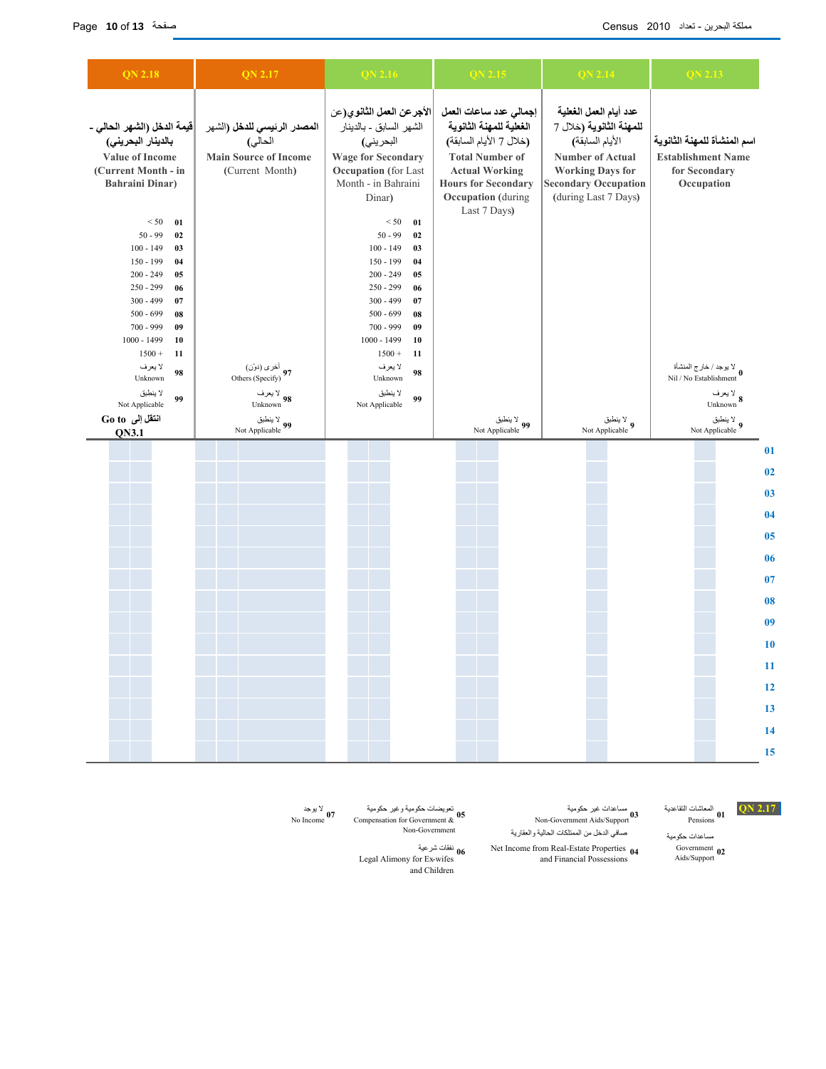| QN 2.18 | QN 2.17 | QN 2.16 | QN 2.15 | QN 2.14 | QN 2.13 | |
|---|---|---|---|---|---|---|
| قيمة الدخل (الشهر الحالي - بالدينار البحريني) **Value of Income (Current Month - in Bahraini Dinar)** | المصدر الرئيسي للدخل (الشهر الحالي) **Main Source of Income** (Current Month) | الأجر عن العمل الثانوي(عن الشهر السابق - بالدينار البحريني) **Wage for Secondary Occupation** (for Last Month - in Bahraini Dinar) | إجمالي عدد ساعات العمل الغعلية للمهنة الثانوية (خلال 7 الأيام السابقة) **Total Number of Actual Working Hours for Secondary Occupation** (during Last 7 Days) | عدد أيام العمل الغعلية للمهنة الثانوية (خلال 7 الأيام السابقة) **Number of Actual Working Days for Secondary Occupation** (during Last 7 Days) | اسم المنشأة للمهنة الثانوية **Establishment Name for Secondary Occupation** | |
| < 50 — 01<br>50 - 99 — 02<br>100 - 149 — 03<br>150 - 199 — 04<br>200 - 249 — 05<br>250 - 299 — 06<br>300 - 499 — 07<br>500 - 699 — 08<br>700 - 999 — 09<br>1000 - 1499 — 10<br>1500 + — 11<br>لا يعرف Unknown — 98<br>لا ينطبق Not Applicable — 99<br>**Go to انتقل إلى QN3.1** | أخرى (دوّن) Others (Specify) — 97<br>لا يعرف Unknown — 98<br>لا ينطبق Not Applicable — 99 | < 50 — 01<br>50 - 99 — 02<br>100 - 149 — 03<br>150 - 199 — 04<br>200 - 249 — 05<br>250 - 299 — 06<br>300 - 499 — 07<br>500 - 699 — 08<br>700 - 999 — 09<br>1000 - 1499 — 10<br>1500 + — 11<br>لا يعرف Unknown — 98<br>لا ينطبق Not Applicable — 99 | لا ينطبق Not Applicable — 99 | لا ينطبق Not Applicable — 9 | لا يوجد / خارج المنشأة Nil / No Establishment — 0<br>لا يعرف Unknown — 8<br>لا ينطبق Not Applicable — 9 | |
| | | | | | | 01 |
| | | | | | | 02 |
| | | | | | | 03 |
| | | | | | | 04 |
| | | | | | | 05 |
| | | | | | | 06 |
| | | | | | | 07 |
| | | | | | | 08 |
| | | | | | | 09 |
| | | | | | | 10 |
| | | | | | | 11 |
| | | | | | | 12 |
| | | | | | | 13 |
| | | | | | | 14 |
| | | | | | | 15 |

**QN 2.17**

- 01 المعاشات التقاعدية Pensions
- 02 مساعدات حكومية Government Aids/Support
- 03 مساعدات غير حكومية Non-Government Aids/Support
- 04 صافي الدخل من الممتلكات الحالية والعقارية Net Income from Real-Estate Properties and Financial Possessions
- 05 تعويضات حكومية وغير حكومية Compensation for Government & Non-Government
- 06 نفقات شرعية Legal Alimony for Ex-wifes and Children
- 07 لا يوجد No Income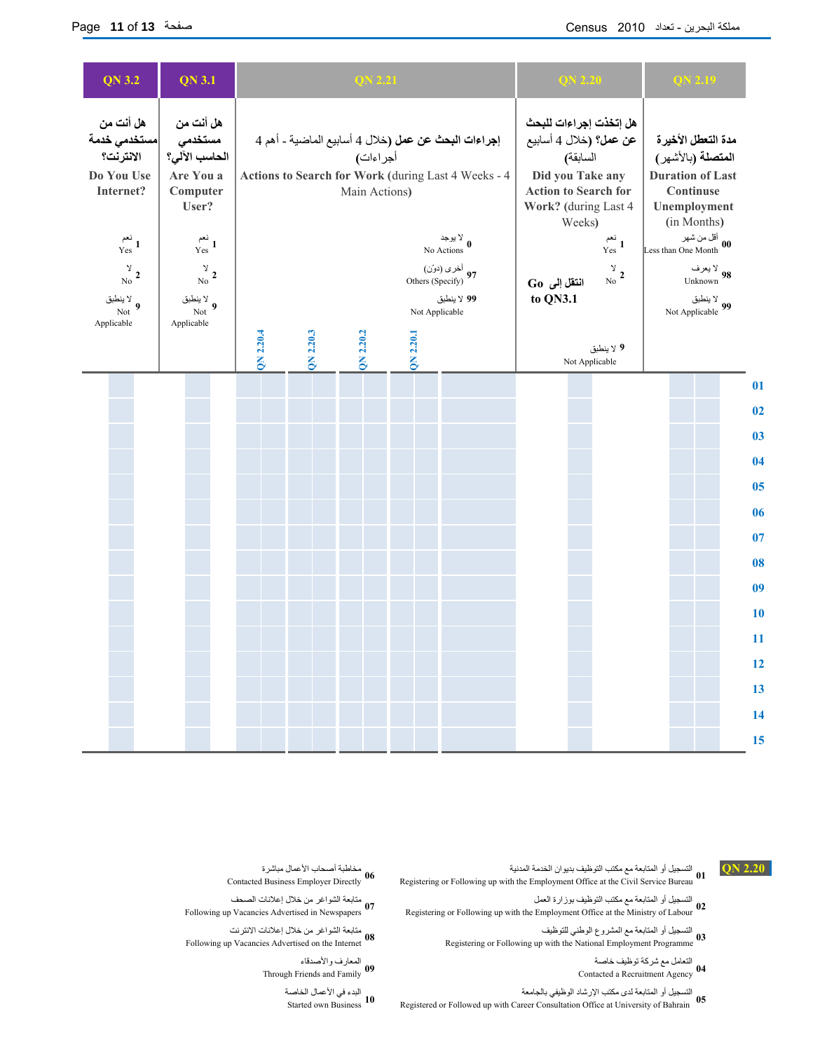| QN 3.2 | QN 3.1 | QN 2.21 | QN 2.20 | QN 2.19 |
|---|---|---|---|---|
| هل أنت من مستخدمي خدمة الانترنت؟ Do You Use Internet? | هل أنت من مستخدمي الحاسب الآلي؟ Are You a Computer User? | إجراءات البحث عن عمل (خلال 4 أسابيع الماضية - أهم 4 أجراءات) Actions to Search for Work (during Last 4 Weeks - 4 Main Actions) | هل إتخذت إجراءات للبحث عن عمل؟ (خلال 4 أسابيع السابقة) Did you Take any Action to Search for Work? (during Last 4 Weeks) | مدة التعطل الأخيرة المتصلة (بالأشهر) Duration of Last Continuse Unemployment (in Months) |
| 1 نعم Yes<br>2 لا No<br>9 لا ينطبق Not Applicable | 1 نعم Yes<br>2 لا No<br>9 لا ينطبق Not Applicable | 0 لا يوجد No Actions<br>97 أخرى (دوّن) Others (Specify)<br>99 لا ينطبق Not Applicable<br>QN 2.20.1 / QN 2.20.2 / QN 2.20.3 / QN 2.20.4 | 1 نعم Yes<br>2 لا No — انتقل إلى Go to QN3.1<br>9 لا ينطبق Not Applicable | 00 أقل من شهر Less than One Month<br>98 لا يعرف Unknown<br>99 لا ينطبق Not Applicable |

| Row | QN 3.2 | QN 3.1 | QN 2.20.4 | QN 2.20.3 | QN 2.20.2 | QN 2.20.1 | QN 2.20 | QN 2.19 |
|---|---|---|---|---|---|---|---|---|
| 01 | | | | | | | | |
| 02 | | | | | | | | |
| 03 | | | | | | | | |
| 04 | | | | | | | | |
| 05 | | | | | | | | |
| 06 | | | | | | | | |
| 07 | | | | | | | | |
| 08 | | | | | | | | |
| 09 | | | | | | | | |
| 10 | | | | | | | | |
| 11 | | | | | | | | |
| 12 | | | | | | | | |
| 13 | | | | | | | | |
| 14 | | | | | | | | |
| 15 | | | | | | | | |

**QN 2.20**

- 01 التسجيل أو المتابعة مع مكتب التوظيف بديوان الخدمة المدنية — Registering or Following up with the Employment Office at the Civil Service Bureau
- 02 التسجيل أو المتابعة مع مكتب التوظيف بوزارة العمل — Registering or Following up with the Employment Office at the Ministry of Labour
- 03 التسجيل أو المتابعة مع المشروع الوطني للتوظيف — Registering or Following up with the National Employment Programme
- 04 التعامل مع شركة توظيف خاصة — Contacted a Recruitment Agency
- 05 التسجيل أو المتابعة لدى مكتب الإرشاد الوظيفي بالجامعة — Registered or Followed up with Career Consultation Office at University of Bahrain
- 06 مخاطبة أصحاب الأعمال مباشرة — Contacted Business Employer Directly
- 07 متابعة الشواغر من خلال إعلانات الصحف — Following up Vacancies Advertised in Newspapers
- 08 متابعة الشواغر من خلال إعلانات الانترنت — Following up Vacancies Advertised on the Internet
- 09 المعارف والأصدقاء — Through Friends and Family
- 10 البدء في الأعمال الخاصة — Started own Business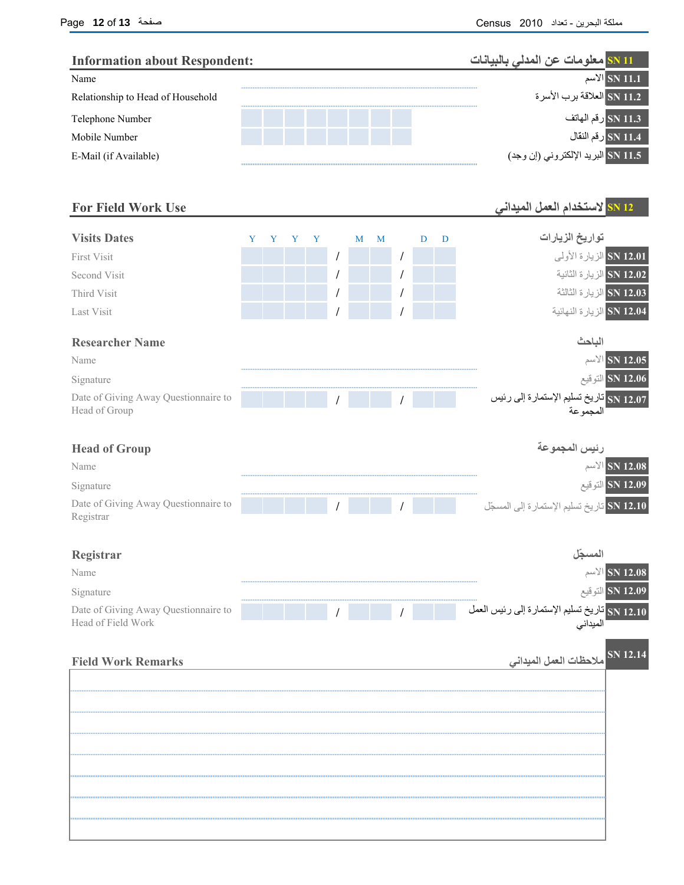## Information about Respondent: — معلومات عن المدلي بالبيانات — SN 11

| English | Field | Arabic | Code |
|---|---|---|---|
| Name | | الاسم | SN 11.1 |
| Relationship to Head of Household | | العلاقة برب الأسرة | SN 11.2 |
| Telephone Number | | رقم الهاتف | SN 11.3 |
| Mobile Number | | رقم النقال | SN 11.4 |
| E-Mail (if Available) | | البريد الإلكتروني (إن وجد) | SN 11.5 |

## For Field Work Use — لاستخدام العمل الميداني — SN 12

### Visits Dates — تواريخ الزيارات

| English | Y Y Y Y / M M / D D | Arabic | Code |
|---|---|---|---|
| First Visit | / / | الزيارة الأولى | SN 12.01 |
| Second Visit | / / | الزيارة الثانية | SN 12.02 |
| Third Visit | / / | الزيارة الثالثة | SN 12.03 |
| Last Visit | / / | الزيارة النهائية | SN 12.04 |

### Researcher Name — الباحث

| English | Field | Arabic | Code |
|---|---|---|---|
| Name | | الاسم | SN 12.05 |
| Signature | | التوقيع | SN 12.06 |
| Date of Giving Away Questionnaire to Head of Group | / / | تاريخ تسليم الإستمارة إلى رئيس المجموعة | SN 12.07 |

### Head of Group — رئيس المجموعة

| English | Field | Arabic | Code |
|---|---|---|---|
| Name | | الاسم | SN 12.08 |
| Signature | | التوقيع | SN 12.09 |
| Date of Giving Away Questionnaire to Registrar | / / | تاريخ تسليم الإستمارة إلى المسجّل | SN 12.10 |

### Registrar — المسجّل

| English | Field | Arabic | Code |
|---|---|---|---|
| Name | | الاسم | SN 12.08 |
| Signature | | التوقيع | SN 12.09 |
| Date of Giving Away Questionnaire to Head of Field Work | / / | تاريخ تسليم الإستمارة إلى رئيس العمل الميداني | SN 12.10 |

### Field Work Remarks — ملاحظات العمل الميداني — SN 12.14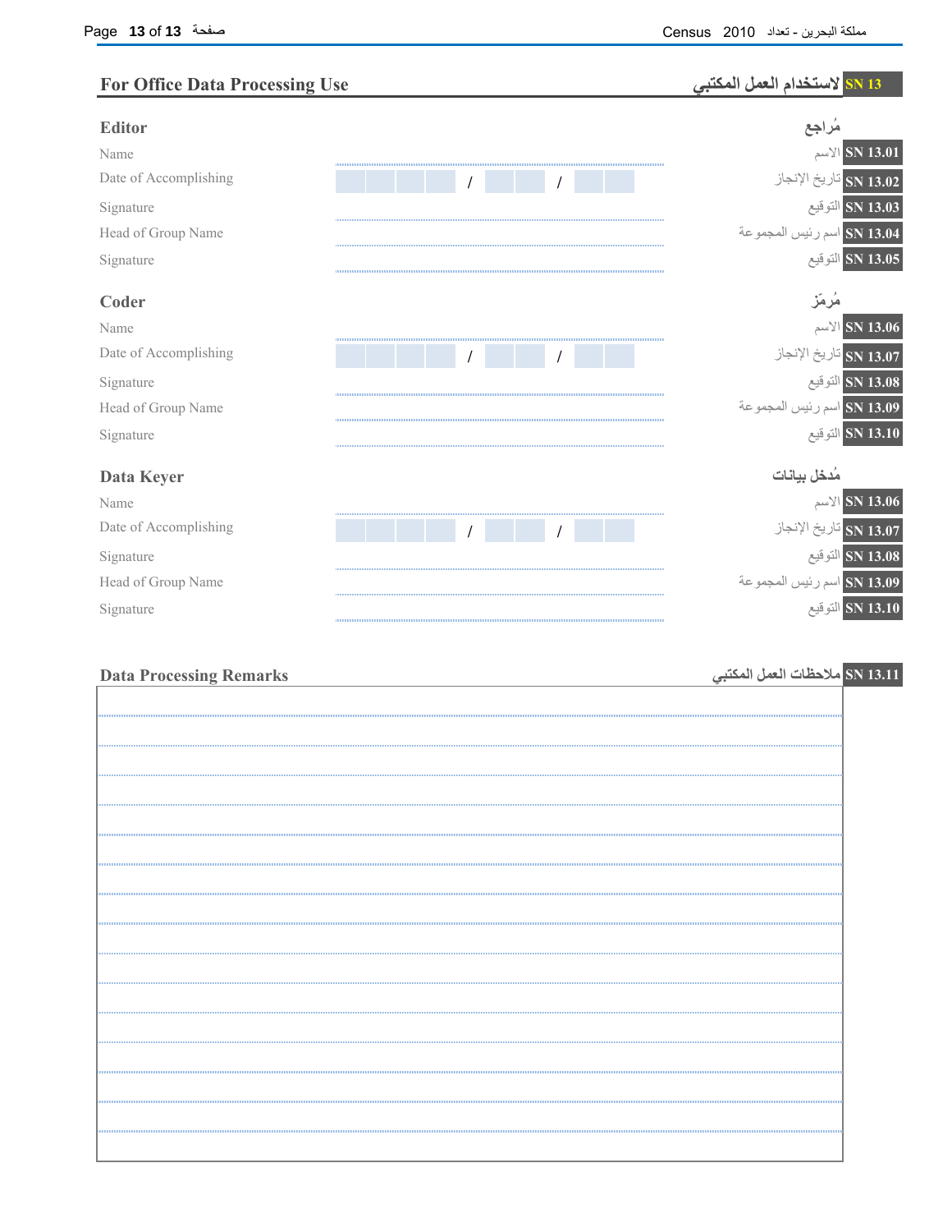## For Office Data Processing Use — SN 13 لاستخدام العمل المكتبي

### Editor — مُراجع

| | | |
|---|---|---|
| Name | | SN 13.01 الاسم |
| Date of Accomplishing | ___ ___ ___ ___ / ___ ___ / ___ ___ | SN 13.02 تاريخ الإنجاز |
| Signature | | SN 13.03 التوقيع |
| Head of Group Name | | SN 13.04 اسم رئيس المجموعة |
| Signature | | SN 13.05 التوقيع |

### Coder — مُرمّز

| | | |
|---|---|---|
| Name | | SN 13.06 الاسم |
| Date of Accomplishing | ___ ___ ___ ___ / ___ ___ / ___ ___ | SN 13.07 تاريخ الإنجاز |
| Signature | | SN 13.08 التوقيع |
| Head of Group Name | | SN 13.09 اسم رئيس المجموعة |
| Signature | | SN 13.10 التوقيع |

### Data Keyer — مُدخل بيانات

| | | |
|---|---|---|
| Name | | SN 13.06 الاسم |
| Date of Accomplishing | ___ ___ ___ ___ / ___ ___ / ___ ___ | SN 13.07 تاريخ الإنجاز |
| Signature | | SN 13.08 التوقيع |
| Head of Group Name | | SN 13.09 اسم رئيس المجموعة |
| Signature | | SN 13.10 التوقيع |

### Data Processing Remarks — SN 13.11 ملاحظات العمل المكتبي